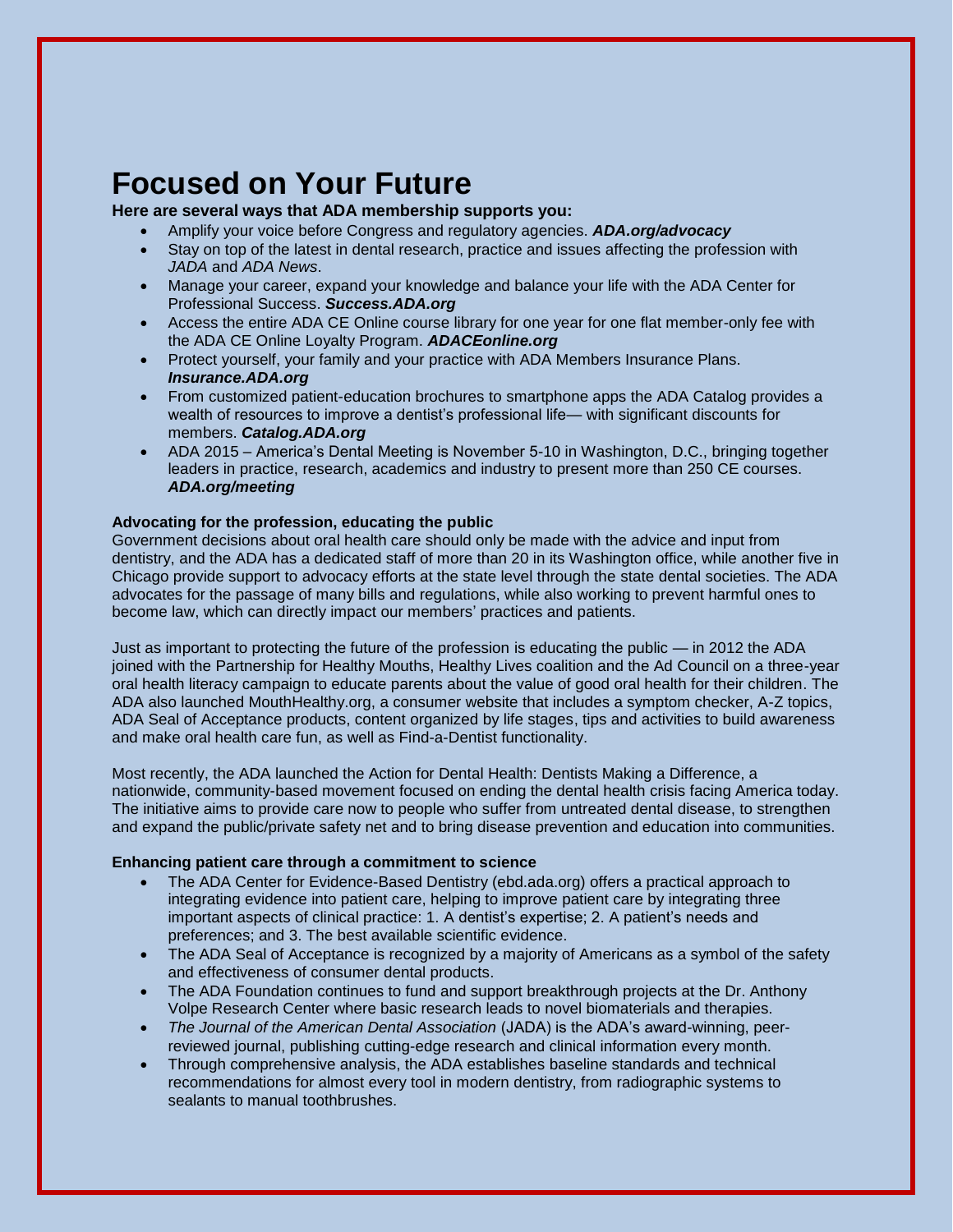# Focused on Your Future

**Here are several ways that ADA membership supports you:**

- Amplify your voice before Congress and regulatory agencies. ***ADA.org/advocacy***
- Stay on top of the latest in dental research, practice and issues affecting the profession with *JADA* and *ADA News*.
- Manage your career, expand your knowledge and balance your life with the ADA Center for Professional Success. ***Success.ADA.org***
- Access the entire ADA CE Online course library for one year for one flat member-only fee with the ADA CE Online Loyalty Program. ***ADACEonline.org***
- Protect yourself, your family and your practice with ADA Members Insurance Plans. ***Insurance.ADA.org***
- From customized patient-education brochures to smartphone apps the ADA Catalog provides a wealth of resources to improve a dentist's professional life— with significant discounts for members. ***Catalog.ADA.org***
- ADA 2015 – America's Dental Meeting is November 5-10 in Washington, D.C., bringing together leaders in practice, research, academics and industry to present more than 250 CE courses. ***ADA.org/meeting***

**Advocating for the profession, educating the public**

Government decisions about oral health care should only be made with the advice and input from dentistry, and the ADA has a dedicated staff of more than 20 in its Washington office, while another five in Chicago provide support to advocacy efforts at the state level through the state dental societies. The ADA advocates for the passage of many bills and regulations, while also working to prevent harmful ones to become law, which can directly impact our members' practices and patients.

Just as important to protecting the future of the profession is educating the public — in 2012 the ADA joined with the Partnership for Healthy Mouths, Healthy Lives coalition and the Ad Council on a three-year oral health literacy campaign to educate parents about the value of good oral health for their children. The ADA also launched MouthHealthy.org, a consumer website that includes a symptom checker, A-Z topics, ADA Seal of Acceptance products, content organized by life stages, tips and activities to build awareness and make oral health care fun, as well as Find-a-Dentist functionality.

Most recently, the ADA launched the Action for Dental Health: Dentists Making a Difference, a nationwide, community-based movement focused on ending the dental health crisis facing America today. The initiative aims to provide care now to people who suffer from untreated dental disease, to strengthen and expand the public/private safety net and to bring disease prevention and education into communities.

**Enhancing patient care through a commitment to science**

- The ADA Center for Evidence-Based Dentistry (ebd.ada.org) offers a practical approach to integrating evidence into patient care, helping to improve patient care by integrating three important aspects of clinical practice: 1. A dentist's expertise; 2. A patient's needs and preferences; and 3. The best available scientific evidence.
- The ADA Seal of Acceptance is recognized by a majority of Americans as a symbol of the safety and effectiveness of consumer dental products.
- The ADA Foundation continues to fund and support breakthrough projects at the Dr. Anthony Volpe Research Center where basic research leads to novel biomaterials and therapies.
- *The Journal of the American Dental Association* (JADA) is the ADA's award-winning, peer-reviewed journal, publishing cutting-edge research and clinical information every month.
- Through comprehensive analysis, the ADA establishes baseline standards and technical recommendations for almost every tool in modern dentistry, from radiographic systems to sealants to manual toothbrushes.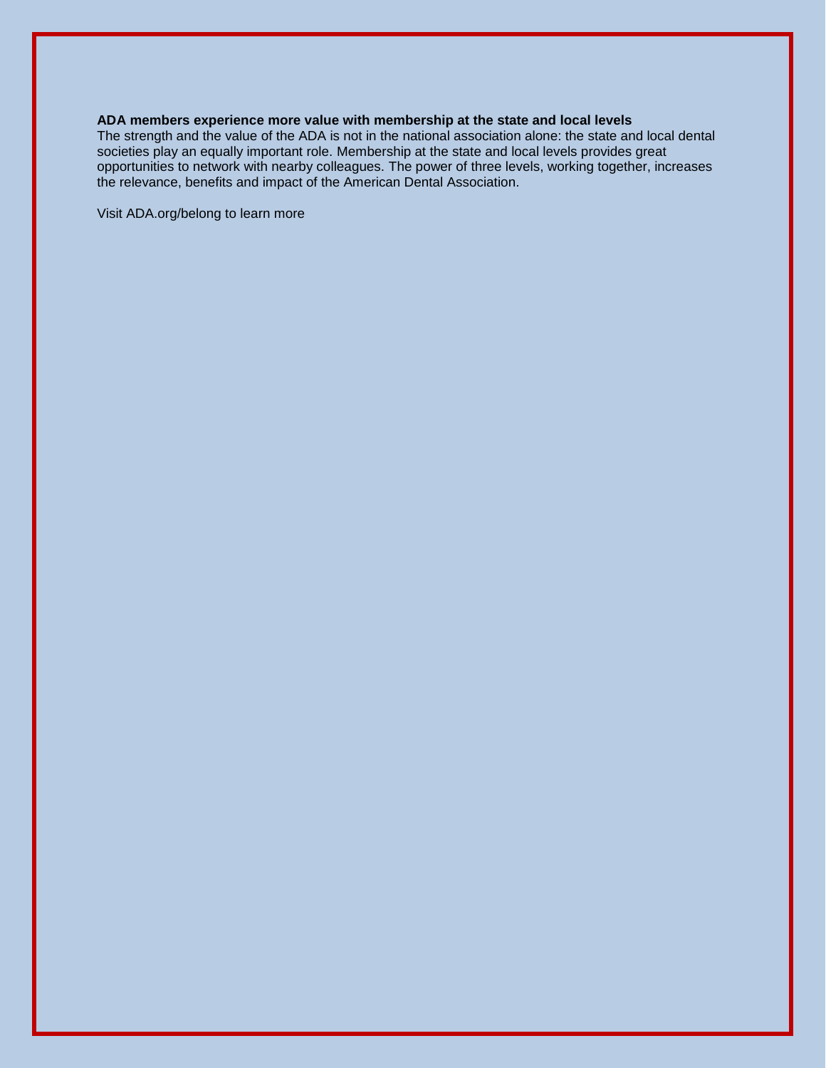**ADA members experience more value with membership at the state and local levels**

The strength and the value of the ADA is not in the national association alone: the state and local dental societies play an equally important role. Membership at the state and local levels provides great opportunities to network with nearby colleagues. The power of three levels, working together, increases the relevance, benefits and impact of the American Dental Association.

Visit ADA.org/belong to learn more